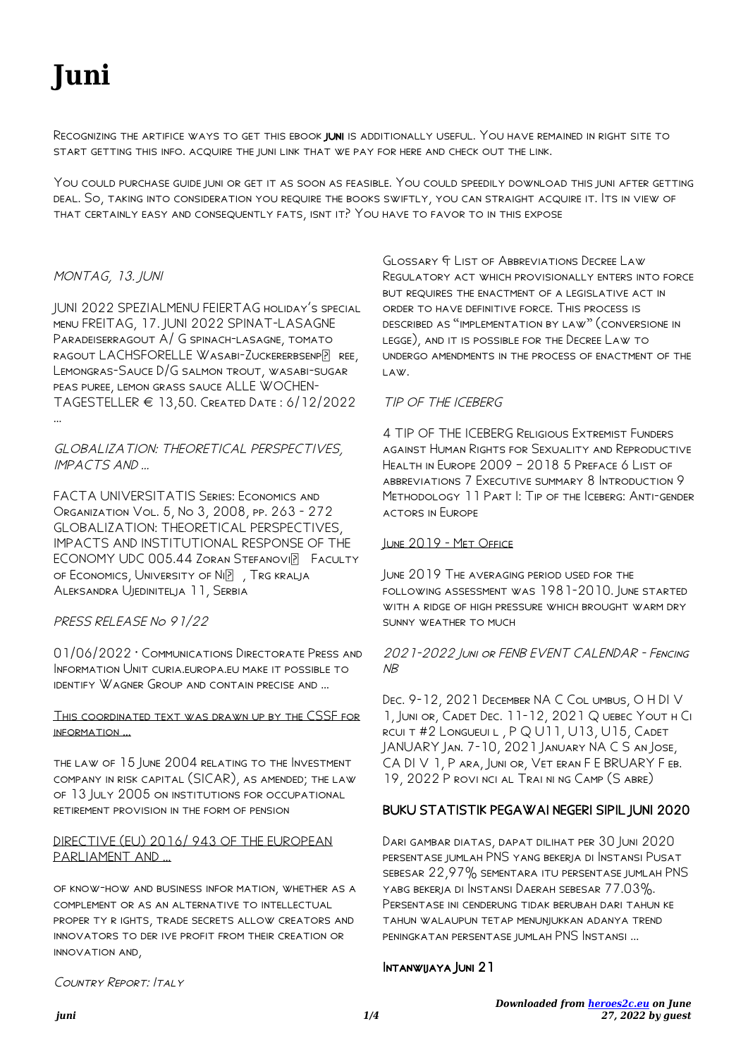# Juni

Recognizing the artifice ways to get this ebook **juni** is additionally useful. You have remained in right site to start getting this info. acquire the juni link that we pay for here and check out the link.

You could purchase guide juni or get it as soon as feasible. You could speedily download this juni after getting deal. So, taking into consideration you require the books swiftly, you can straight acquire it. Its in view of that certainly easy and consequently fats, isnt it? You have to favor to in this expose

### *Montag, 13. Juni*

JUNI 2022 SPEZIALMENU FEIERTAG holiday's special menu FREITAG, 17. JUNI 2022 SPINAT-LASAGNE Paradeiserragout A/ G spinach-lasagne, tomato ragout LACHSFORELLE Wasabi-Zuckererbsenp ree, Lemongras-Sauce D/G salmon trout, wasabi-sugar peas puree, lemon grass sauce ALLE WOCHEN-TAGESTELLER € 13,50. Created Date : 6/12/2022 …

### *Globalization: Theoretical Perspectives, Impacts and …*

FACTA UNIVERSITATIS Series: Economics and Organization Vol. 5, No 3, 2008, pp. 263 - 272 GLOBALIZATION: THEORETICAL PERSPECTIVES, IMPACTS AND INSTITUTIONAL RESPONSE OF THE ECONOMY UDC 005.44 Zoran Stefanovi Faculty of Economics, University of Ni , Trg kralja Aleksandra Ujedinitelja 11, Serbia

### *PRESS RELEASE No 91/22*

01/06/2022 · Communications Directorate Press and Information Unit curia.europa.eu make it possible to identify Wagner Group and contain precise and …

### This coordinated text was drawn up by the CSSF for information …

the law of 15 June 2004 relating to the Investment company in risk capital (SICAR), as amended; the law of 13 July 2005 on institutions for occupational retirement provision in the form of pension

### DIRECTIVE (EU) 2016/ 943 OF THE EUROPEAN PARLIAMENT AND …

of know-how and business infor mation, whether as a complement or as an alternative to intellectual proper ty r ights, trade secrets allow creators and innovators to der ive profit from their creation or innovation and,

### *Country Report: Italy*

Glossary & List of Abbreviations Decree Law Regulatory act which provisionally enters into force but requires the enactment of a legislative act in order to have definitive force. This process is described as "implementation by law" (conversione in legge), and it is possible for the Decree Law to undergo amendments in the process of enactment of the law.

### *Tip of the Iceberg*

4 TIP OF THE ICEBERG Religious Extremist Funders against Human Rights for Sexuality and Reproductive Health in Europe 2009 – 2018 5 Preface 6 List of abbreviations 7 Executive summary 8 Introduction 9 Methodology 11 Part I: Tip of the Iceberg: Anti-gender actors in Europe

### June 2019 - Met Office

June 2019 The averaging period used for the following assessment was 1981-2010. June started with a ridge of high pressure which brought warm dry sunny weather to much

### *2021-2022 Juni or FENB EVENT CALENDAR - Fencing NB*

Dec. 9-12, 2021 December NA C Col umbus, O H DI V 1, Juni or, Cadet Dec. 11-12, 2021 Q uebec Yout h Ci rcui t #2 Longueui l , P Q U11, U13, U15, Cadet JANUARY Jan. 7-10, 2021 January NA C S an Jose, CA DI V 1, P ara, Juni or, Vet eran F E BRUARY F eb. 19, 2022 P rovi nci al Trai ni ng Camp (S abre)

### **BUKU STATISTIK PEGAWAI NEGERI SIPIL JUNI 2020**

Dari gambar diatas, dapat dilihat per 30 Juni 2020 persentase jumlah PNS yang bekerja di Instansi Pusat sebesar 22,97% sementara itu persentase jumlah PNS yabg bekerja di Instansi Daerah sebesar 77.03%. Persentase ini cenderung tidak berubah dari tahun ke tahun walaupun tetap menunjukkan adanya trend peningkatan persentase jumlah PNS Instansi …

### **Intanwijaya Juni 21**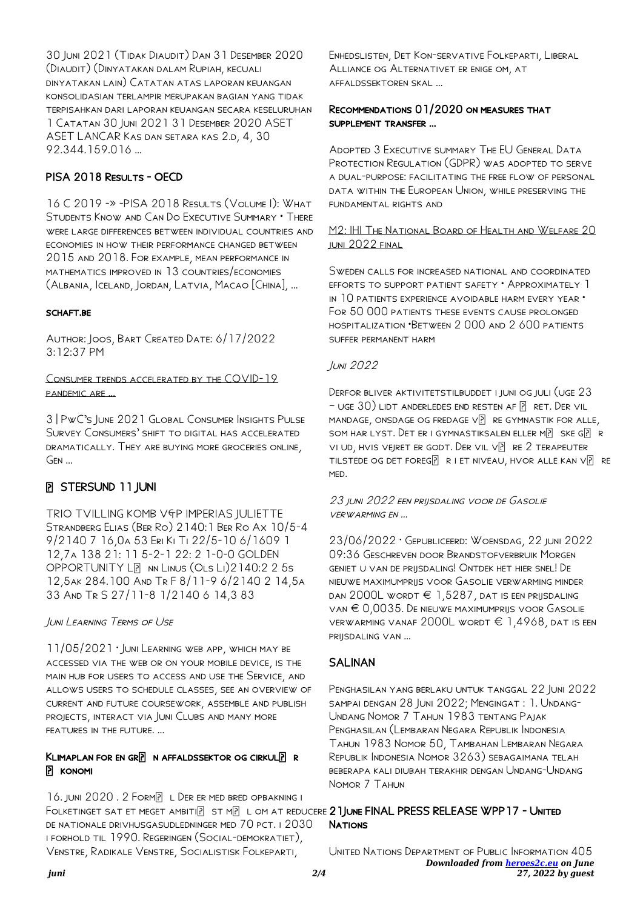30 Juni 2021 (Tidak Diaudit) Dan 31 Desember 2020 (Diaudit) (Dinyatakan dalam Rupiah, kecuali dinyatakan lain) Catatan atas laporan keuangan konsolidasian terlampir merupakan bagian yang tidak terpisahkan dari laporan keuangan secara keseluruhan 1 Catatan 30 Juni 2021 31 Desember 2020 ASET ASET LANCAR Kas dan setara kas 2.d, 4, 30 92.344.159.016 ...

## PISA 2018 Results - OECD

16 C 2019 -» -PISA 2018 Results (Volume I): What Students Know and Can Do Executive Summary • There were large differences between individual countries and economies in how their performance changed between 2015 and 2018. For example, mean performance in mathematics improved in 13 countries/economies (Albania, Iceland, Jordan, Latvia, Macao [China], ...

## schaft.be

Author: Joos, Bart Created Date: 6/17/2022 3:12:37 PM

## Consumer trends accelerated by the COVID-19 pandemic are ...

3 | PwC's June 2021 Global Consumer Insights Pulse Survey Consumers' shift to digital has accelerated dramatically. They are buying more groceries online, Gen ...

## � STERSUND 11 JUNI

TRIO TVILLING KOMB V&P IMPERIAS JULIETTE Strandberg Elias (Ber Ro) 2140:1 Ber Ro Ax 10/5-4 9/2140 7 16,0a 53 Eri Ki Ti 22/5-10 6/1609 1 12,7a 138 21: 11 5-2-1 22: 2 1-0-0 GOLDEN OPPORTUNITY L� nn Linus (Ols Li)2140:2 2 5s 12,5ak 284.100 And Tr F 8/11-9 6/2140 2 14,5a 33 And Tr S 27/11-8 1/2140 6 14,3 83

## Juni Learning Terms of Use

11/05/2021 · Juni Learning web app, which may be accessed via the web or on your mobile device, is the main hub for users to access and use the Service, and allows users to schedule classes, see an overview of current and future coursework, assemble and publish projects, interact via Juni Clubs and many more features in the future. ...

## Klimaplan for en gr� n affaldssektor og cirkul� r � konomi

16. juni 2020 . 2 Form� l Der er med bred opbakning i Folketinget sat et meget ambiti� st m� l om at reducere de nationale drivhusgasudledninger med 70 pct. i 2030 i forhold til 1990. Regeringen (Social-demokratiet), Venstre, Radikale Venstre, Socialistisk Folkeparti, Enhedslisten, Det Kon-servative Folkeparti, Liberal Alliance og Alternativet er enige om, at affaldssektoren skal ...

## Recommendations 01/2020 on measures that supplement transfer ...

Adopted 3 Executive summary The EU General Data Protection Regulation (GDPR) was adopted to serve a dual-purpose: facilitating the free flow of personal data within the European Union, while preserving the fundamental rights and

## M2: IHI The National Board of Health and Welfare 20 juni 2022 final

Sweden calls for increased national and coordinated efforts to support patient safety • Approximately 1 in 10 patients experience avoidable harm every year • For 50 000 patients these events cause prolonged hospitalization •Between 2 000 and 2 600 patients suffer permanent harm

## Juni 2022

Derfor bliver aktivitetstilbuddet i juni og juli (uge 23 – uge 30) lidt anderledes end resten af � ret. Der vil mandage, onsdage og fredage v� re gymnastik for alle, som har lyst. Det er i gymnastiksalen eller m� ske g� r vi ud, hvis vejret er godt. Der vil v� re 2 terapeuter tilstede og det foreg� r i et niveau, hvor alle kan v� re med.

## 23 juni 2022 een prijsdaling voor de Gasolie verwarming en ...

23/06/2022 · Gepubliceerd: Woensdag, 22 juni 2022 09:36 Geschreven door Brandstofverbruik Morgen geniet u van de prijsdaling! Ontdek het hier snel! De nieuwe maximumprijs voor Gasolie verwarming minder dan 2000L wordt € 1,5287, dat is een prijsdaling van € 0,0035. De nieuwe maximumprijs voor Gasolie verwarming vanaf 2000L wordt € 1,4968, dat is een prijsdaling van ...

## SALINAN

Penghasilan yang berlaku untuk tanggal 22 Juni 2022 sampai dengan 28 Juni 2022; Mengingat : 1. Undang-Undang Nomor 7 Tahun 1983 tentang Pajak Penghasilan (Lembaran Negara Republik Indonesia Tahun 1983 Nomor 50, Tambahan Lembaran Negara Republik Indonesia Nomor 3263) sebagaimana telah beberapa kali diubah terakhir dengan Undang-Undang Nomor 7 Tahun

## 21June FINAL PRESS RELEASE WPP17 - United Nations

United Nations Department of Public Information 405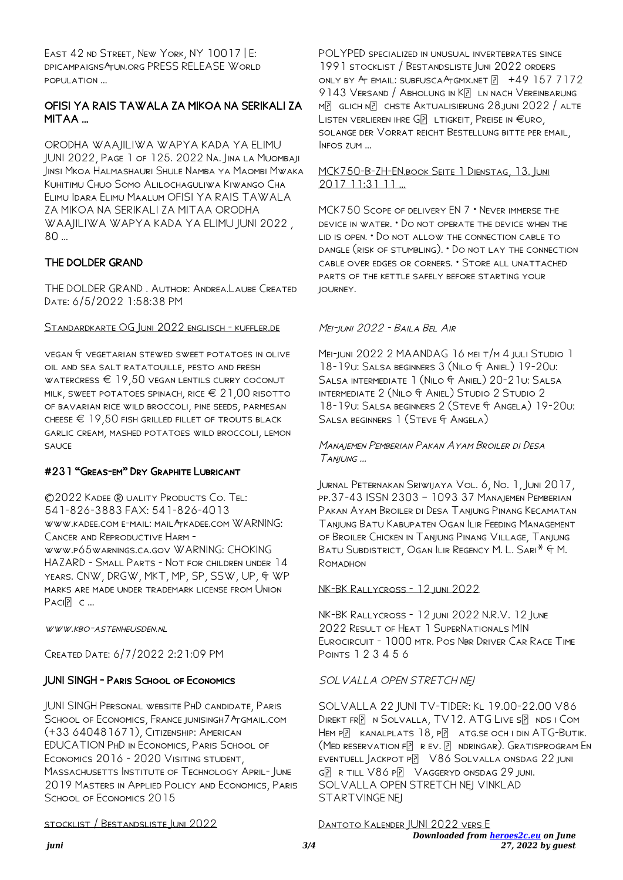East 42 nd Street, New York, NY 10017 | E: dpicampaigns@un.org PRESS RELEASE World population ...

## OFISI YA RAIS TAWALA ZA MIKOA NA SERIKALI ZA MITAA ...

ORODHA WAAJILIWA WAPYA KADA YA ELIMU JUNI 2022, Page 1 of 125. 2022 Na. Jina la Muombaji Jinsi Mkoa Halmashauri Shule Namba ya Maombi Mwaka Kuhitimu Chuo Somo Alilochaguliwa Kiwango Cha Elimu Idara Elimu Maalum OFISI YA RAIS TAWALA ZA MIKOA NA SERIKALI ZA MITAA ORODHA WAAJILIWA WAPYA KADA YA ELIMU JUNI 2022 , 80 ...

## THE DOLDER GRAND

THE DOLDER GRAND . Author: Andrea.Laube Created Date: 6/5/2022 1:58:38 PM

Standardkarte OG Juni 2022 englisch - kuffler.de

vegan & vegetarian stewed sweet potatoes in olive oil and sea salt ratatouille, pesto and fresh watercress € 19,50 vegan lentils curry coconut milk, sweet potatoes spinach, rice € 21,00 risotto of bavarian rice wild broccoli, pine seeds, parmesan cheese € 19,50 fish grilled fillet of trouts black garlic cream, mashed potatoes wild broccoli, lemon sauce

## #231 "Greas-em" Dry Graphite Lubricant

©2022 Kadee ® uality Products Co. Tel: 541-826-3883 FAX: 541-826-4013 www.kadee.com e-mail: mail@kadee.com WARNING: Cancer and Reproductive Harm - www.p65warnings.ca.gov WARNING: CHOKING HAZARD - Small Parts - Not for children under 14 years. CNW, DRGW, MKT, MP, SP, SSW, UP, & WP marks are made under trademark license from Union Paci c ...

*www.kbo-astenheusden.nl*

Created Date: 6/7/2022 2:21:09 PM

## JUNI SINGH - Paris School of Economics

JUNI SINGH Personal website PhD candidate, Paris School of Economics, France junisingh7@gmail.com (+33 640481671), Citizenship: American EDUCATION PhD in Economics, Paris School of Economics 2016 - 2020 Visiting student, Massachusetts Institute of Technology April- June 2019 Masters in Applied Policy and Economics, Paris School of Economics 2015

stocklist / Bestandsliste Juni 2022

POLYPED specialized in unusual invertebrates since 1991 stocklist / Bestandsliste Juni 2022 orders only by at email: subfusca@gmx.net  +49 157 7172 9143 Versand / Abholung in K ln nach Vereinbarung m glich n chste Aktualisierung 28.juni 2022 / alte Listen verlieren ihre G ltigkeit, Preise in €uro, solange der Vorrat reicht Bestellung bitte per email, Infos zum ...

MCK750-B-ZH-EN.book Seite 1 Dienstag, 13. Juni 2017 11:31 11 ...

MCK750 Scope of delivery EN 7 • Never immerse the device in water. • Do not operate the device when the lid is open. • Do not allow the connection cable to dangle (risk of stumbling). • Do not lay the connection cable over edges or corners. • Store all unattached parts of the kettle safely before starting your journey.

*Mei-juni 2022 - Baila Bel Air*

Mei-juni 2022 2 MAANDAG 16 mei t/m 4 juli Studio 1 18-19u: Salsa beginners 3 (Nilo & Aniel) 19-20u: Salsa intermediate 1 (Nilo & Aniel) 20-21u: Salsa intermediate 2 (Nilo & Aniel) Studio 2 Studio 2 18-19u: Salsa beginners 2 (Steve & Angela) 19-20u: Salsa beginners 1 (Steve & Angela)

*Manajemen Pemberian Pakan Ayam Broiler di Desa Tanjung ...*

Jurnal Peternakan Sriwijaya Vol. 6, No. 1, Juni 2017, pp.37-43 ISSN 2303 – 1093 37 Manajemen Pemberian Pakan Ayam Broiler di Desa Tanjung Pinang Kecamatan Tanjung Batu Kabupaten Ogan Ilir Feeding Management of Broiler Chicken in Tanjung Pinang Village, Tanjung Batu Subdistrict, Ogan Ilir Regency M. L. Sari* & M. Romadhon

NK-BK Rallycross - 12 juni 2022

NK-BK Rallycross - 12 juni 2022 N.R.V. 12 June 2022 Result of Heat 1 SuperNationals MIN Eurocircuit - 1000 mtr. Pos Nbr Driver Car Race Time Points 1 2 3 4 5 6

*SOLVALLA OPEN STRETCH NEJ*

SOLVALLA 22 JUNI TV-TIDER: Kl 19.00-22.00 V86 Direkt fr n Solvalla, TV12. ATG Live s nds i Com Hem p kanalplats 18, p atg.se och i din ATG-Butik. (Med reservation f r ev. ndringar). Gratisprogram En eventuell Jackpot p V86 Solvalla onsdag 22 juni g r till V86 p Vaggeryd onsdag 29 juni. SOLVALLA OPEN STRETCH NEJ VINKLAD STARTVINGE NEJ

Dantoto Kalender JUNI 2022 vers E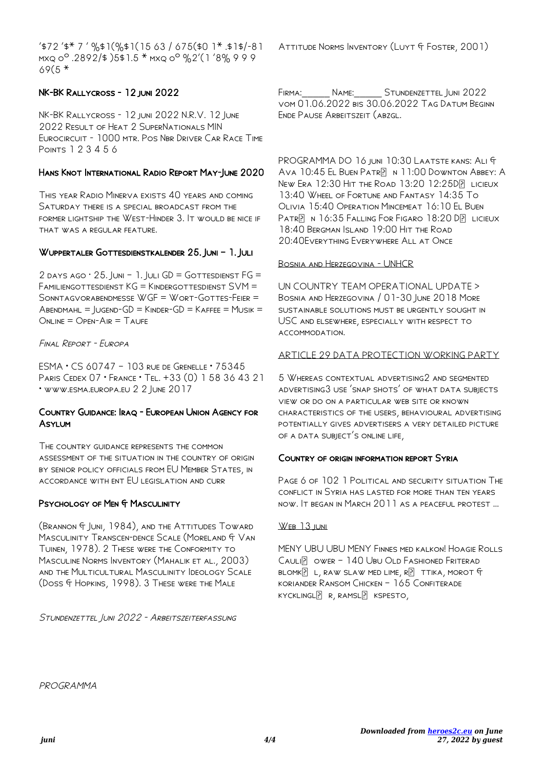'$72 '$* 7 ' %$1(%$1(15 63 / 675($0 1* .$1$/-81 mxq o° .2892/$ )5$1.5 * mxq o° %2'(1 '8% 9 9 9 69(5 *

### NK-BK Rallycross - 12 juni 2022

NK-BK Rallycross - 12 juni 2022 N.R.V. 12 June 2022 Result of Heat 2 SuperNationals MIN Eurocircuit - 1000 mtr. Pos Nbr Driver Car Race Time Points 1 2 3 4 5 6

### Hans Knot International Radio Report May-June 2020

This year Radio Minerva exists 40 years and coming Saturday there is a special broadcast from the former lightship the West-Hinder 3. It would be nice if that was a regular feature.

### Wuppertaler Gottesdienstkalender 25. Juni – 1. Juli

2 days ago · 25. Juni – 1. Juli GD = Gottesdienst FG = Familiengottesdienst KG = Kindergottesdienst SVM = Sonntagvorabendmesse WGF = Wort-Gottes-Feier = Abendmahl = Jugend-GD = Kinder-GD = Kaffee = Musik = Online = Open-Air = Taufe

*Final Report - Europa*

ESMA • CS 60747 – 103 rue de Grenelle • 75345 Paris Cedex 07 • France • Tel. +33 (0) 1 58 36 43 21 • www.esma.europa.eu 2 2 June 2017

### Country Guidance: Iraq - European Union Agency for Asylum

The country guidance represents the common assessment of the situation in the country of origin by senior policy officials from EU Member States, in accordance with ent EU legislation and curr

### Psychology of Men & Masculinity

(Brannon & Juni, 1984), and the Attitudes Toward Masculinity Transcen-dence Scale (Moreland & Van Tuinen, 1978). 2 These were the Conformity to Masculine Norms Inventory (Mahalik et al., 2003) and the Multicultural Masculinity Ideology Scale (Doss & Hopkins, 1998). 3 These were the Male Attitude Norms Inventory (Luyt & Foster, 2001)

*Stundenzettel Juni 2022 - Arbeitszeiterfassung*

Firma:______ Name:______ Stundenzettel Juni 2022 vom 01.06.2022 bis 30.06.2022 Tag Datum Beginn Ende Pause Arbeitszeit (abzgl.

*PROGRAMMA*

PROGRAMMA DO 16 juni 10:30 Laatste kans: Ali & Ava 10:45 El Buen Patr n 11:00 Downton Abbey: A New Era 12:30 Hit the Road 13:20 12:25D licieux 13:40 Wheel of Fortune and Fantasy 14:35 To Olivia 15:40 Operation Mincemeat 16:10 El Buen Patr n 16:35 Falling For Figaro 18:20 D licieux 18:40 Bergman Island 19:00 Hit the Road 20:40Everything Everywhere All at Once

Bosnia and Herzegovina - UNHCR

UN COUNTRY TEAM OPERATIONAL UPDATE > Bosnia and Herzegovina / 01-30 June 2018 More sustainable solutions must be urgently sought in USC and elsewhere, especially with respect to accommodation.

ARTICLE 29 DATA PROTECTION WORKING PARTY

5 Whereas contextual advertising2 and segmented advertising3 use 'snap shots' of what data subjects view or do on a particular web site or known characteristics of the users, behavioural advertising potentially gives advertisers a very detailed picture of a data subject's online life,

### Country of origin information report Syria

Page 6 of 102 1 Political and security situation The conflict in Syria has lasted for more than ten years now. It began in March 2011 as a peaceful protest ...

Web 13 juni

MENY UBU UBU MENY Finnes med kalkon! Hoagie Rolls Cauli ower – 140 Ubu Old Fashioned Friterad blomk l, raw slaw med lime, r ttika, morot & koriander Ransom Chicken – 165 Confiterade kycklingl r, ramsl kspesto,